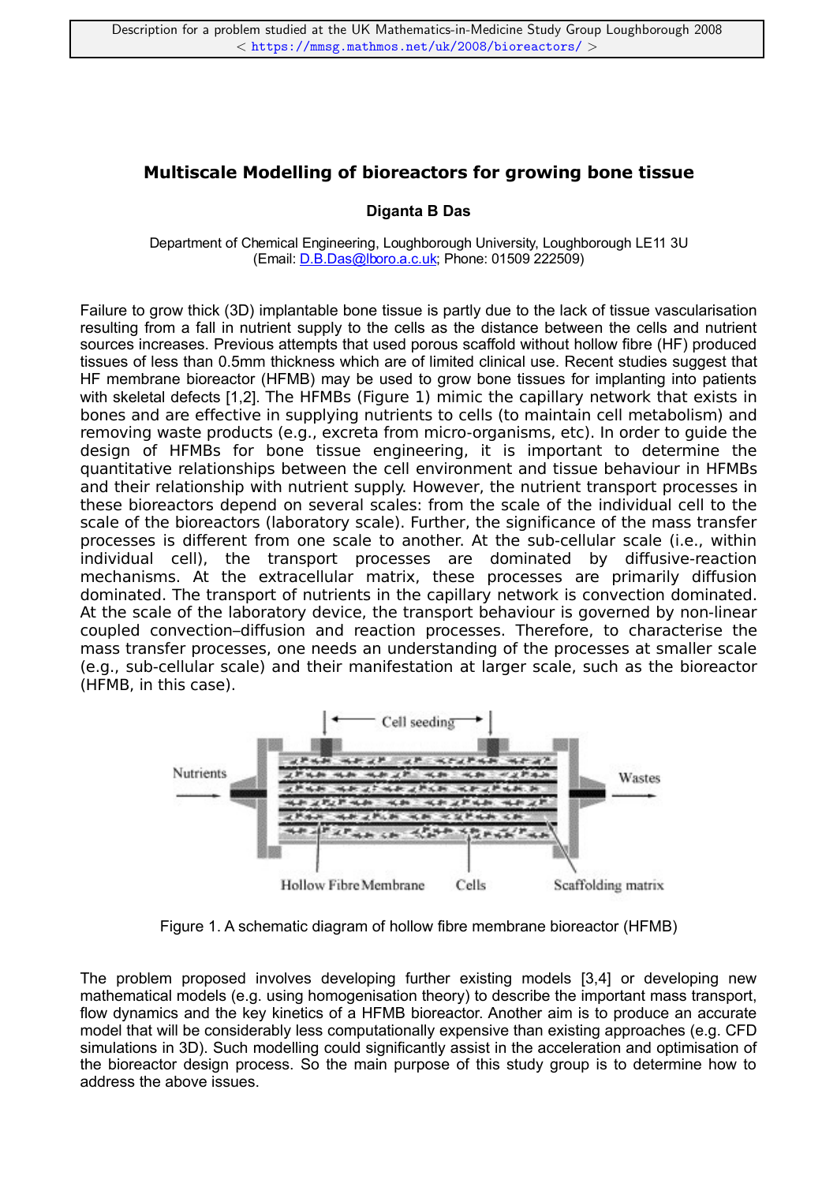Description for a problem studied at the UK Mathematics-in-Medicine Study Group Loughborough 2008
< https://mmsg.mathmos.net/uk/2008/bioreactors/ >

# Multiscale Modelling of bioreactors for growing bone tissue

**Diganta B Das**

Department of Chemical Engineering, Loughborough University, Loughborough LE11 3U
(Email: D.B.Das@lboro.a.c.uk; Phone: 01509 222509)

Failure to grow thick (3D) implantable bone tissue is partly due to the lack of tissue vascularisation resulting from a fall in nutrient supply to the cells as the distance between the cells and nutrient sources increases. Previous attempts that used porous scaffold without hollow fibre (HF) produced tissues of less than 0.5mm thickness which are of limited clinical use. Recent studies suggest that HF membrane bioreactor (HFMB) may be used to grow bone tissues for implanting into patients with skeletal defects [1,2]. The HFMBs (Figure 1) mimic the capillary network that exists in bones and are effective in supplying nutrients to cells (to maintain cell metabolism) and removing waste products (e.g., excreta from micro-organisms, etc). In order to guide the design of HFMBs for bone tissue engineering, it is important to determine the quantitative relationships between the cell environment and tissue behaviour in HFMBs and their relationship with nutrient supply. However, the nutrient transport processes in these bioreactors depend on several scales: from the scale of the individual cell to the scale of the bioreactors (laboratory scale). Further, the significance of the mass transfer processes is different from one scale to another. At the sub-cellular scale (i.e., within individual cell), the transport processes are dominated by diffusive-reaction mechanisms. At the extracellular matrix, these processes are primarily diffusion dominated. The transport of nutrients in the capillary network is convection dominated. At the scale of the laboratory device, the transport behaviour is governed by non-linear coupled convection–diffusion and reaction processes. Therefore, to characterise the mass transfer processes, one needs an understanding of the processes at smaller scale (e.g., sub-cellular scale) and their manifestation at larger scale, such as the bioreactor (HFMB, in this case).

Cell seeding

Nutrients

Wastes

Hollow Fibre Membrane

Cells

Scaffolding matrix

Figure 1. A schematic diagram of hollow fibre membrane bioreactor (HFMB)

The problem proposed involves developing further existing models [3,4] or developing new mathematical models (e.g. using homogenisation theory) to describe the important mass transport, flow dynamics and the key kinetics of a HFMB bioreactor. Another aim is to produce an accurate model that will be considerably less computationally expensive than existing approaches (e.g. CFD simulations in 3D). Such modelling could significantly assist in the acceleration and optimisation of the bioreactor design process. So the main purpose of this study group is to determine how to address the above issues.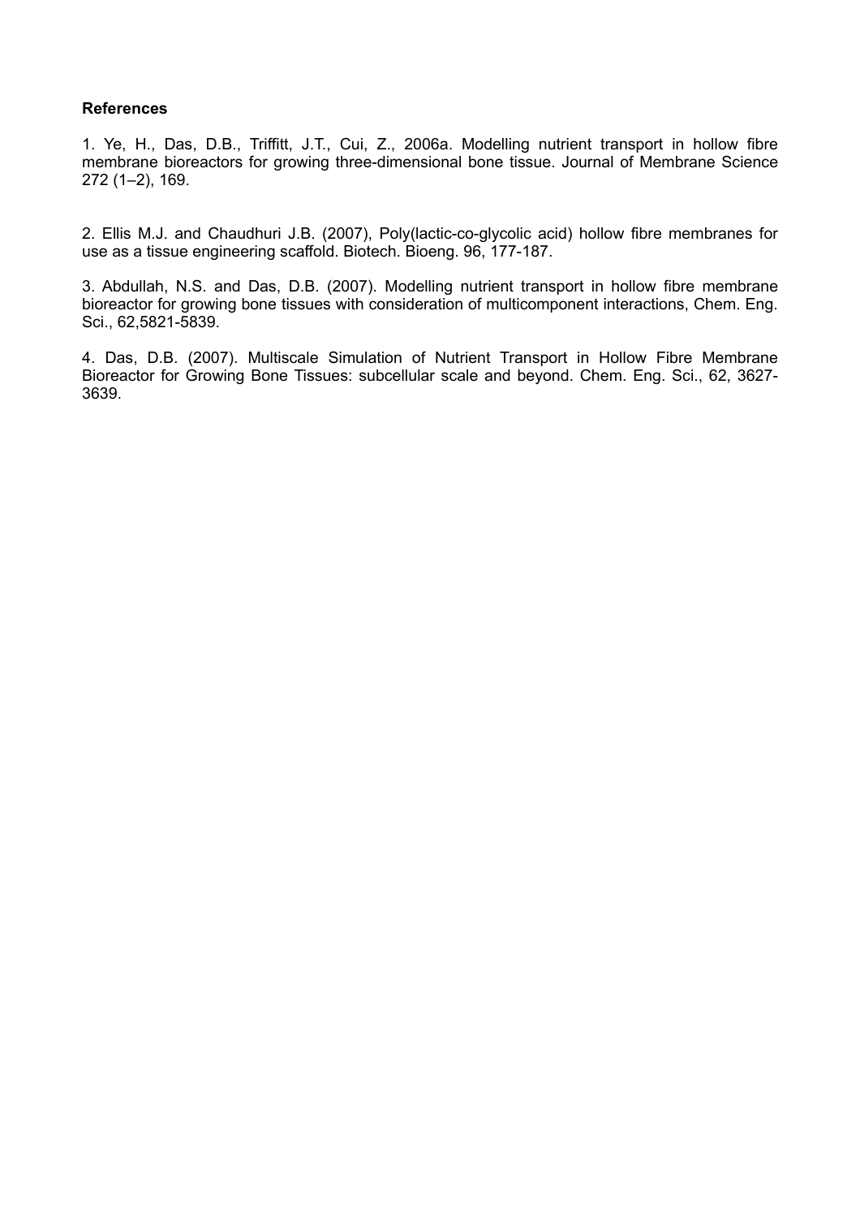**References**

1. Ye, H., Das, D.B., Triffitt, J.T., Cui, Z., 2006a. Modelling nutrient transport in hollow fibre membrane bioreactors for growing three-dimensional bone tissue. Journal of Membrane Science 272 (1–2), 169.

2. Ellis M.J. and Chaudhuri J.B. (2007), Poly(lactic-co-glycolic acid) hollow fibre membranes for use as a tissue engineering scaffold. Biotech. Bioeng. 96, 177-187.

3. Abdullah, N.S. and Das, D.B. (2007). Modelling nutrient transport in hollow fibre membrane bioreactor for growing bone tissues with consideration of multicomponent interactions, Chem. Eng. Sci., 62,5821-5839.

4. Das, D.B. (2007). Multiscale Simulation of Nutrient Transport in Hollow Fibre Membrane Bioreactor for Growing Bone Tissues: subcellular scale and beyond. Chem. Eng. Sci., 62, 3627-3639.